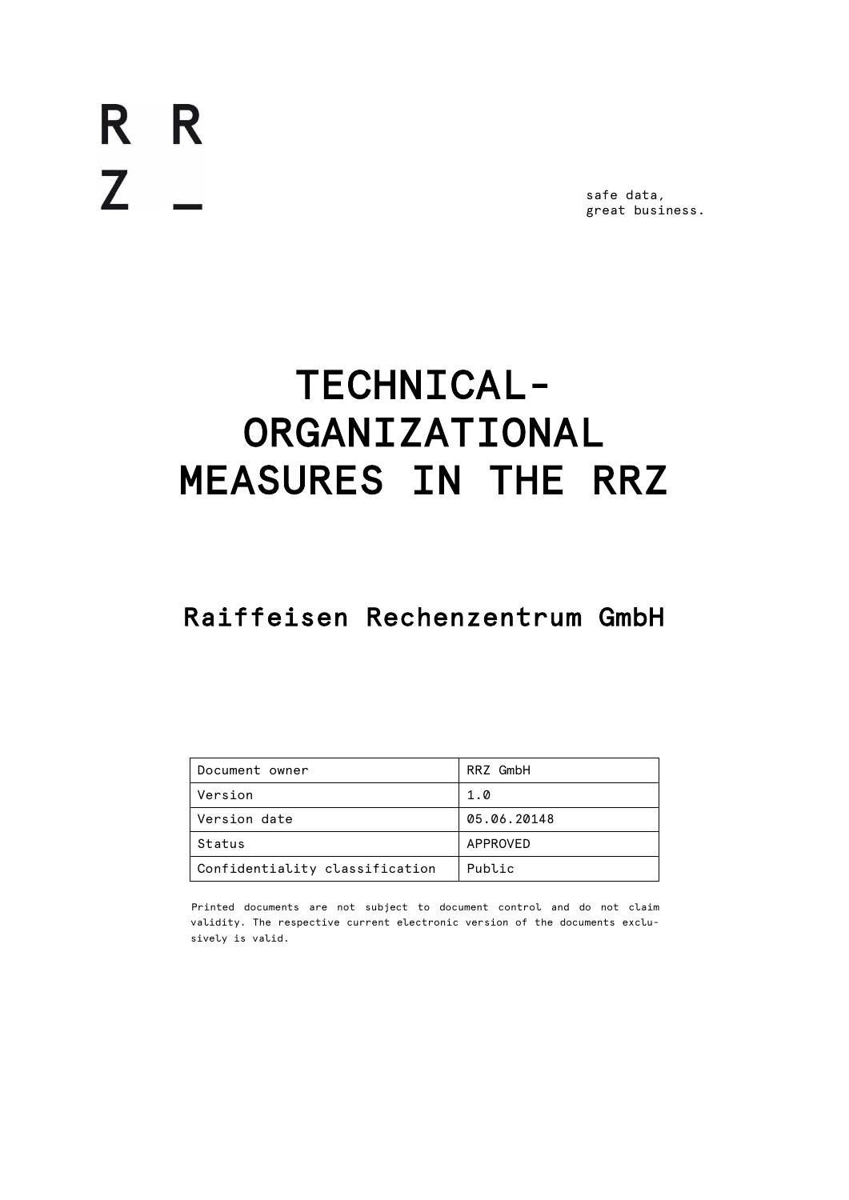R R
Z _

safe data,
great business.

# TECHNICAL-ORGANIZATIONAL MEASURES IN THE RRZ

## Raiffeisen Rechenzentrum GmbH

| Document owner | RRZ GmbH |
|---|---|
| Version | 1.0 |
| Version date | 05.06.20148 |
| Status | APPROVED |
| Confidentiality classification | Public |

Printed documents are not subject to document control and do not claim validity. The respective current electronic version of the documents exclusively is valid.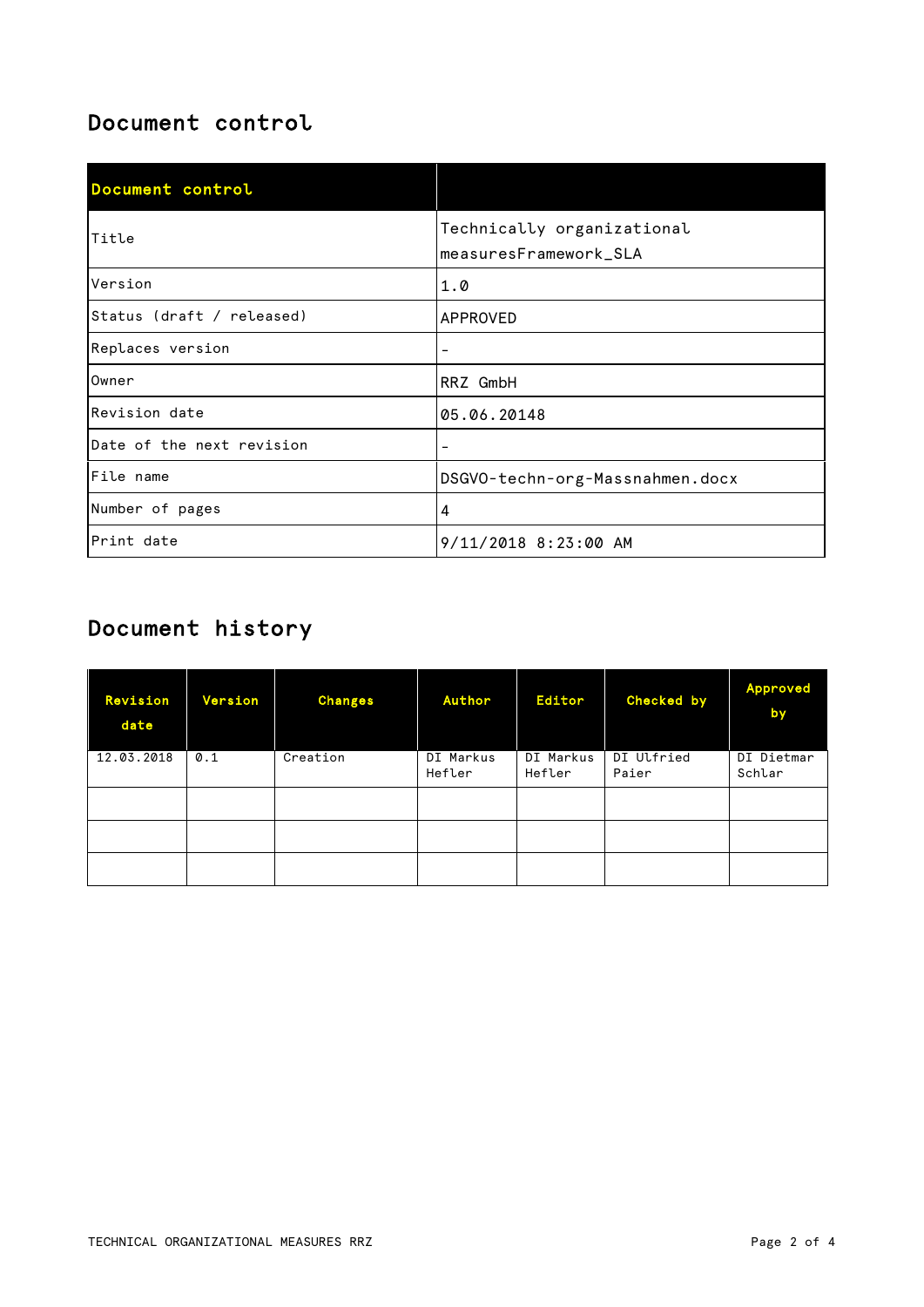## Document control

| Document control | |
|---|---|
| Title | Technically organizational measuresFramework_SLA |
| Version | 1.0 |
| Status (draft / released) | APPROVED |
| Replaces version | - |
| Owner | RRZ GmbH |
| Revision date | 05.06.20148 |
| Date of the next revision | - |
| File name | DSGVO-techn-org-Massnahmen.docx |
| Number of pages | 4 |
| Print date | 9/11/2018 8:23:00 AM |

## Document history

| Revision date | Version | Changes | Author | Editor | Checked by | Approved by |
|---|---|---|---|---|---|---|
| 12.03.2018 | 0.1 | Creation | DI Markus Hefler | DI Markus Hefler | DI Ulfried Paier | DI Dietmar Schlar |
| | | | | | | |
| | | | | | | |
| | | | | | | |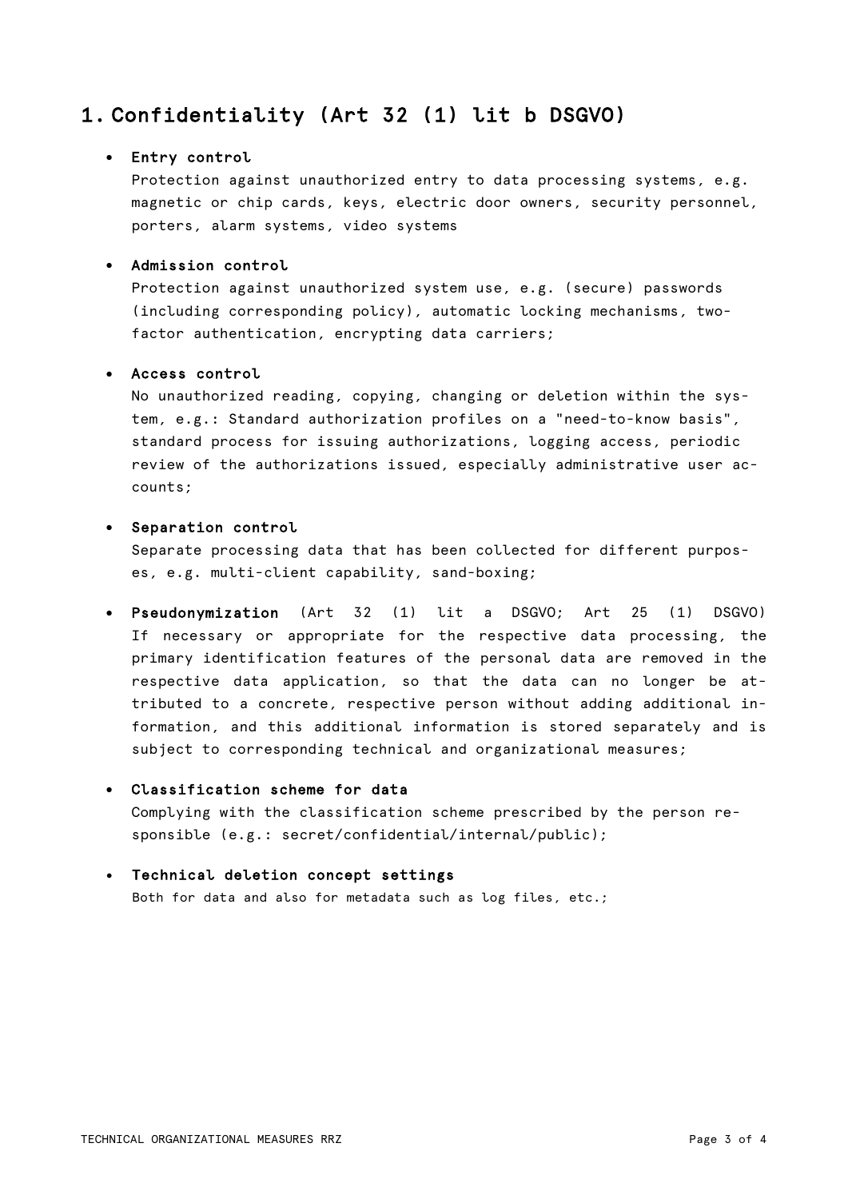# 1. Confidentiality (Art 32 (1) lit b DSGVO)

- **Entry control**
  Protection against unauthorized entry to data processing systems, e.g. magnetic or chip cards, keys, electric door owners, security personnel, porters, alarm systems, video systems

- **Admission control**
  Protection against unauthorized system use, e.g. (secure) passwords (including corresponding policy), automatic locking mechanisms, two-factor authentication, encrypting data carriers;

- **Access control**
  No unauthorized reading, copying, changing or deletion within the system, e.g.: Standard authorization profiles on a "need-to-know basis", standard process for issuing authorizations, logging access, periodic review of the authorizations issued, especially administrative user accounts;

- **Separation control**
  Separate processing data that has been collected for different purposes, e.g. multi-client capability, sand-boxing;

- **Pseudonymization** (Art 32 (1) lit a DSGVO; Art 25 (1) DSGVO)
  If necessary or appropriate for the respective data processing, the primary identification features of the personal data are removed in the respective data application, so that the data can no longer be attributed to a concrete, respective person without adding additional information, and this additional information is stored separately and is subject to corresponding technical and organizational measures;

- **Classification scheme for data**
  Complying with the classification scheme prescribed by the person responsible (e.g.: secret/confidential/internal/public);

- **Technical deletion concept settings**
  Both for data and also for metadata such as log files, etc.;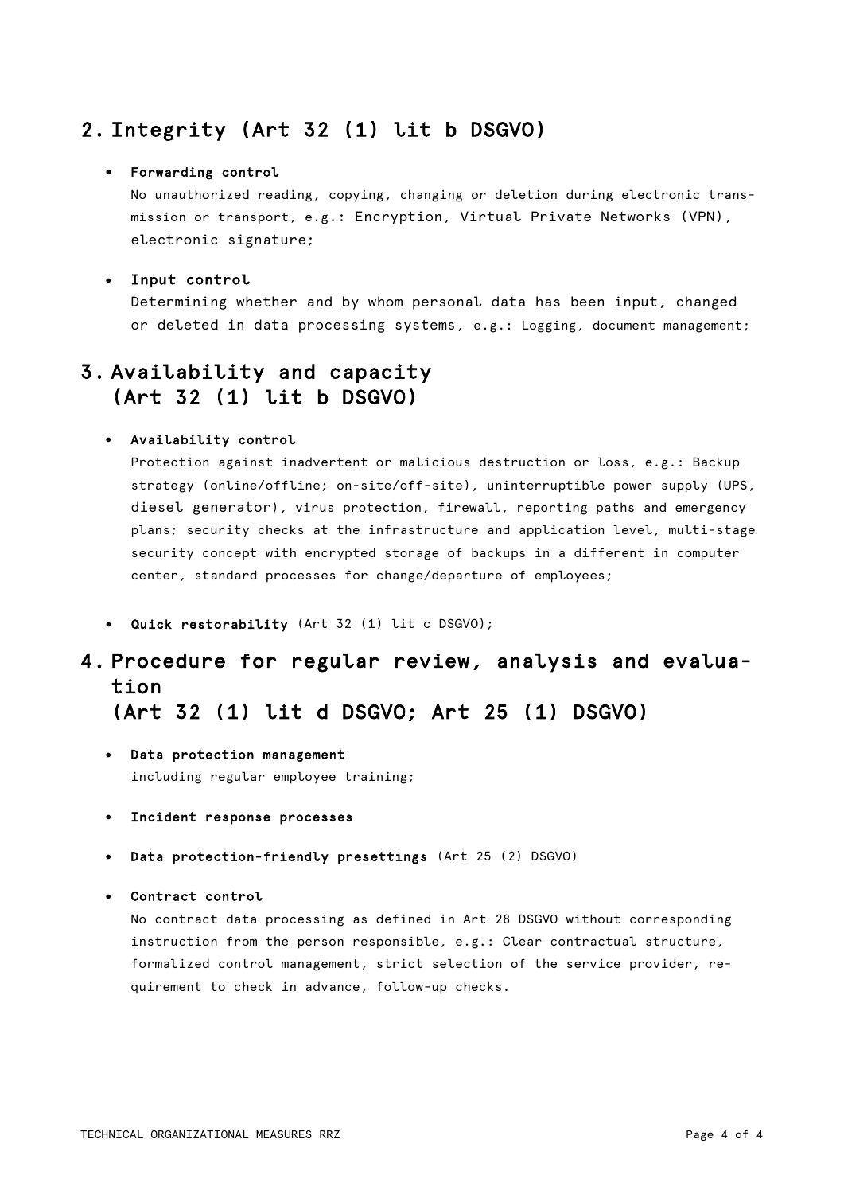## 2. Integrity (Art 32 (1) lit b DSGVO)

- **Forwarding control**
  No unauthorized reading, copying, changing or deletion during electronic transmission or transport, e.g.: Encryption, Virtual Private Networks (VPN), electronic signature;

- **Input control**
  Determining whether and by whom personal data has been input, changed or deleted in data processing systems, e.g.: Logging, document management;

## 3. Availability and capacity (Art 32 (1) lit b DSGVO)

- **Availability control**
  Protection against inadvertent or malicious destruction or loss, e.g.: Backup strategy (online/offline; on-site/off-site), uninterruptible power supply (UPS, diesel generator), virus protection, firewall, reporting paths and emergency plans; security checks at the infrastructure and application level, multi-stage security concept with encrypted storage of backups in a different in computer center, standard processes for change/departure of employees;

- **Quick restorability** (Art 32 (1) lit c DSGVO);

## 4. Procedure for regular review, analysis and evaluation (Art 32 (1) lit d DSGVO; Art 25 (1) DSGVO)

- **Data protection management**
  including regular employee training;

- **Incident response processes**

- **Data protection-friendly presettings** (Art 25 (2) DSGVO)

- **Contract control**
  No contract data processing as defined in Art 28 DSGVO without corresponding instruction from the person responsible, e.g.: Clear contractual structure, formalized control management, strict selection of the service provider, requirement to check in advance, follow-up checks.